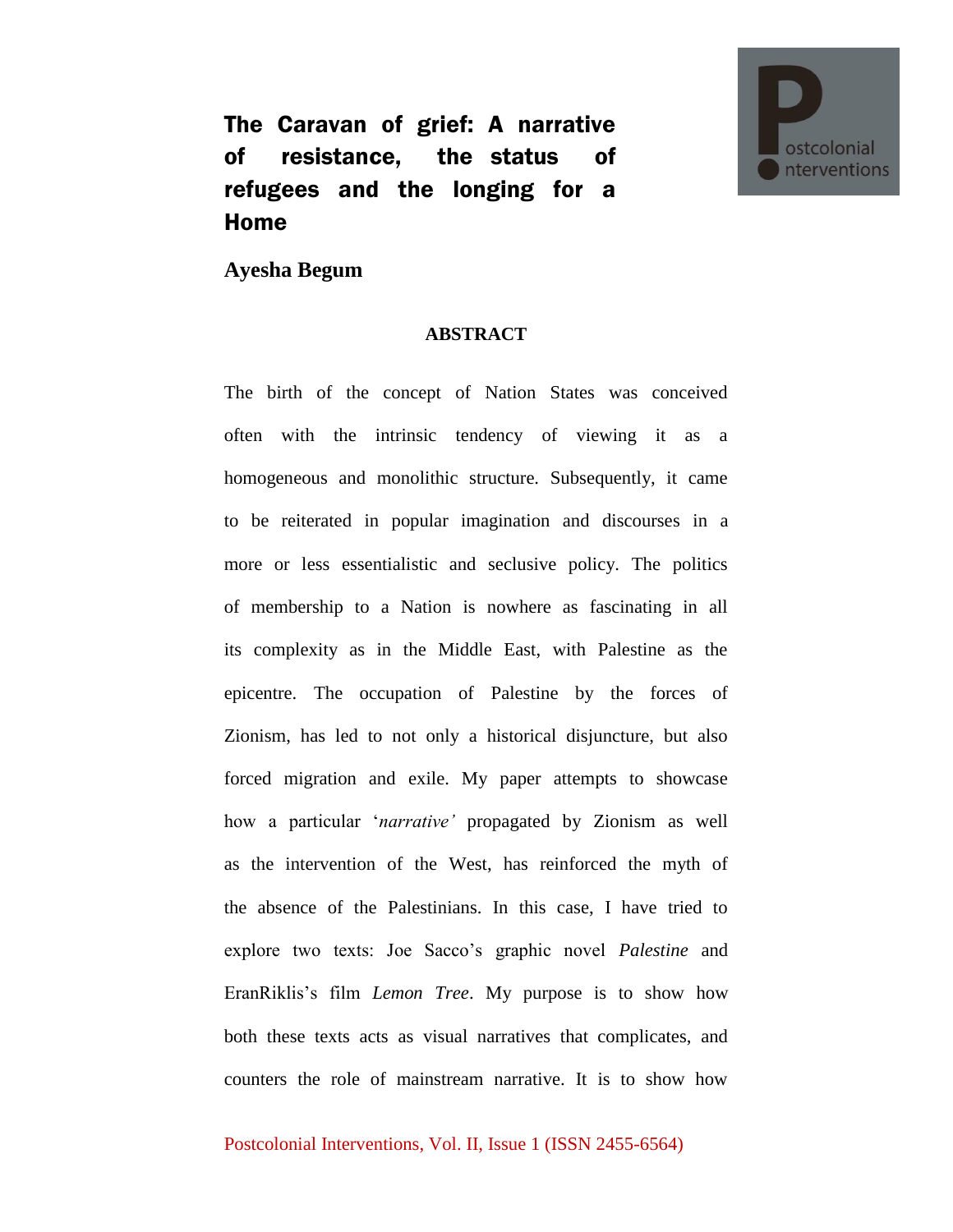# The Caravan of grief: A narrative of resistance, the status of refugees and the longing for a Home

**Ayesha Begum**

**ABSTRACT**

The birth of the concept of Nation States was conceived often with the intrinsic tendency of viewing it as a homogeneous and monolithic structure. Subsequently, it came to be reiterated in popular imagination and discourses in a more or less essentialistic and seclusive policy. The politics of membership to a Nation is nowhere as fascinating in all its complexity as in the Middle East, with Palestine as the epicentre. The occupation of Palestine by the forces of Zionism, has led to not only a historical disjuncture, but also forced migration and exile. My paper attempts to showcase how a particular '*narrative'* propagated by Zionism as well as the intervention of the West, has reinforced the myth of the absence of the Palestinians. In this case, I have tried to explore two texts: Joe Sacco's graphic novel *Palestine* and EranRiklis's film *Lemon Tree*. My purpose is to show how both these texts acts as visual narratives that complicates, and counters the role of mainstream narrative. It is to show how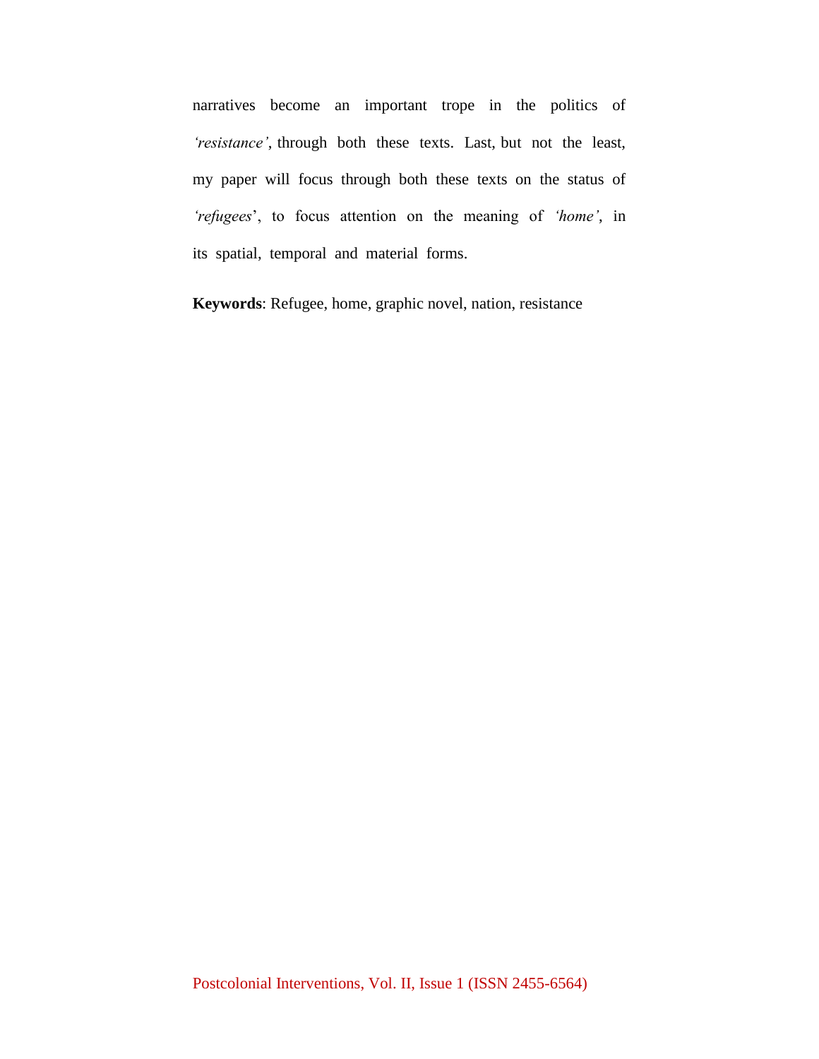narratives become an important trope in the politics of *'resistance'*, through both these texts. Last, but not the least, my paper will focus through both these texts on the status of *'refugees*', to focus attention on the meaning of *'home'*, in its spatial, temporal and material forms.

**Keywords**: Refugee, home, graphic novel, nation, resistance